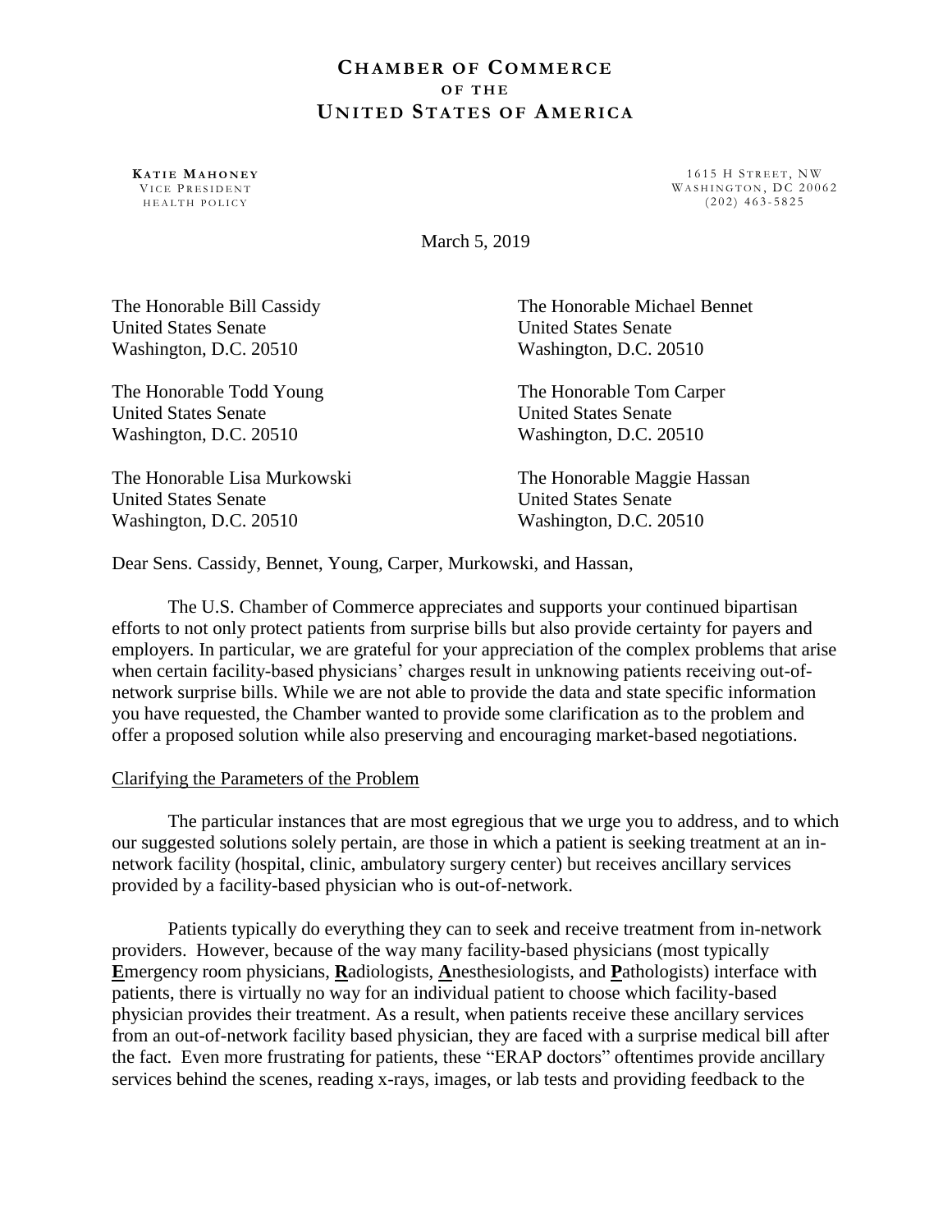# CHAMBER OF COMMERCE
## OF THE
# UNITED STATES OF AMERICA

**KATIE MAHONEY**
VICE PRESIDENT
HEALTH POLICY

1615 H STREET, NW
WASHINGTON, DC 20062
(202) 463-5825

March 5, 2019

The Honorable Bill Cassidy
United States Senate
Washington, D.C. 20510

The Honorable Michael Bennet
United States Senate
Washington, D.C. 20510

The Honorable Todd Young
United States Senate
Washington, D.C. 20510

The Honorable Tom Carper
United States Senate
Washington, D.C. 20510

The Honorable Lisa Murkowski
United States Senate
Washington, D.C. 20510

The Honorable Maggie Hassan
United States Senate
Washington, D.C. 20510

Dear Sens. Cassidy, Bennet, Young, Carper, Murkowski, and Hassan,

The U.S. Chamber of Commerce appreciates and supports your continued bipartisan efforts to not only protect patients from surprise bills but also provide certainty for payers and employers. In particular, we are grateful for your appreciation of the complex problems that arise when certain facility-based physicians' charges result in unknowing patients receiving out-of-network surprise bills. While we are not able to provide the data and state specific information you have requested, the Chamber wanted to provide some clarification as to the problem and offer a proposed solution while also preserving and encouraging market-based negotiations.

<u>Clarifying the Parameters of the Problem</u>

The particular instances that are most egregious that we urge you to address, and to which our suggested solutions solely pertain, are those in which a patient is seeking treatment at an in-network facility (hospital, clinic, ambulatory surgery center) but receives ancillary services provided by a facility-based physician who is out-of-network.

Patients typically do everything they can to seek and receive treatment from in-network providers. However, because of the way many facility-based physicians (most typically **<u>E</u>**mergency room physicians, **<u>R</u>**adiologists, **<u>A</u>**nesthesiologists, and **<u>P</u>**athologists) interface with patients, there is virtually no way for an individual patient to choose which facility-based physician provides their treatment. As a result, when patients receive these ancillary services from an out-of-network facility based physician, they are faced with a surprise medical bill after the fact. Even more frustrating for patients, these "ERAP doctors" oftentimes provide ancillary services behind the scenes, reading x-rays, images, or lab tests and providing feedback to the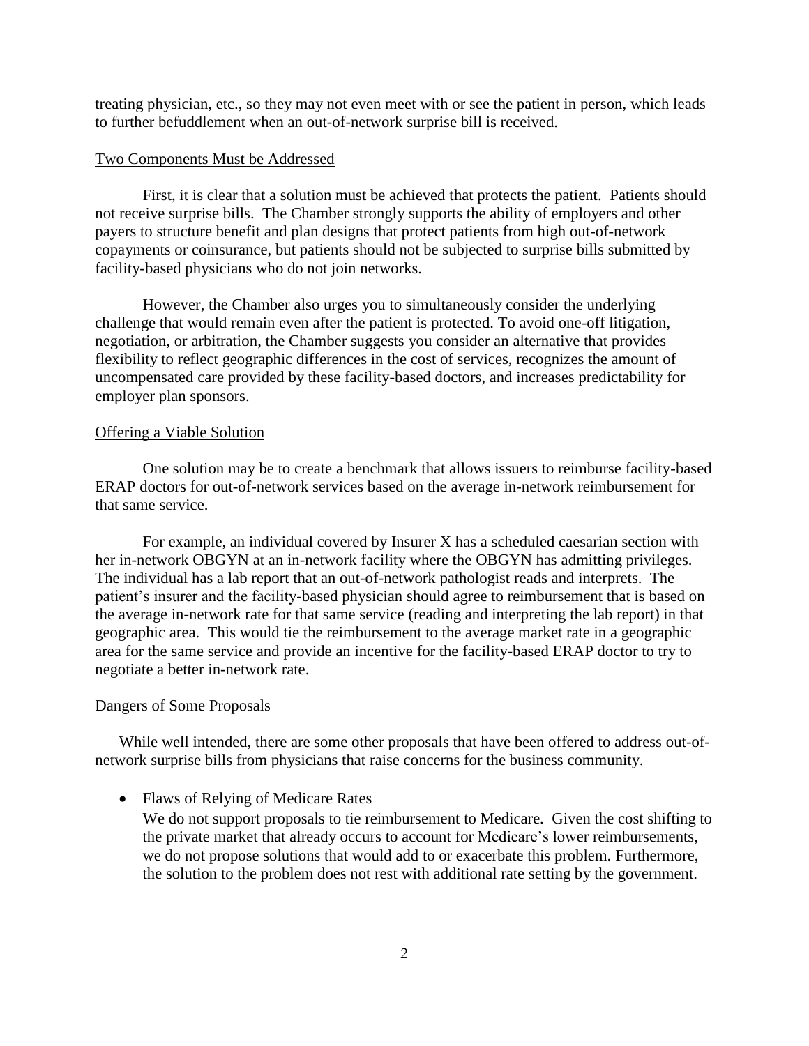treating physician, etc., so they may not even meet with or see the patient in person, which leads to further befuddlement when an out-of-network surprise bill is received.

## Two Components Must be Addressed

First, it is clear that a solution must be achieved that protects the patient. Patients should not receive surprise bills. The Chamber strongly supports the ability of employers and other payers to structure benefit and plan designs that protect patients from high out-of-network copayments or coinsurance, but patients should not be subjected to surprise bills submitted by facility-based physicians who do not join networks.

However, the Chamber also urges you to simultaneously consider the underlying challenge that would remain even after the patient is protected. To avoid one-off litigation, negotiation, or arbitration, the Chamber suggests you consider an alternative that provides flexibility to reflect geographic differences in the cost of services, recognizes the amount of uncompensated care provided by these facility-based doctors, and increases predictability for employer plan sponsors.

## Offering a Viable Solution

One solution may be to create a benchmark that allows issuers to reimburse facility-based ERAP doctors for out-of-network services based on the average in-network reimbursement for that same service.

For example, an individual covered by Insurer X has a scheduled caesarian section with her in-network OBGYN at an in-network facility where the OBGYN has admitting privileges. The individual has a lab report that an out-of-network pathologist reads and interprets. The patient's insurer and the facility-based physician should agree to reimbursement that is based on the average in-network rate for that same service (reading and interpreting the lab report) in that geographic area. This would tie the reimbursement to the average market rate in a geographic area for the same service and provide an incentive for the facility-based ERAP doctor to try to negotiate a better in-network rate.

## Dangers of Some Proposals

While well intended, there are some other proposals that have been offered to address out-of-network surprise bills from physicians that raise concerns for the business community.

- Flaws of Relying of Medicare Rates
  We do not support proposals to tie reimbursement to Medicare. Given the cost shifting to the private market that already occurs to account for Medicare's lower reimbursements, we do not propose solutions that would add to or exacerbate this problem. Furthermore, the solution to the problem does not rest with additional rate setting by the government.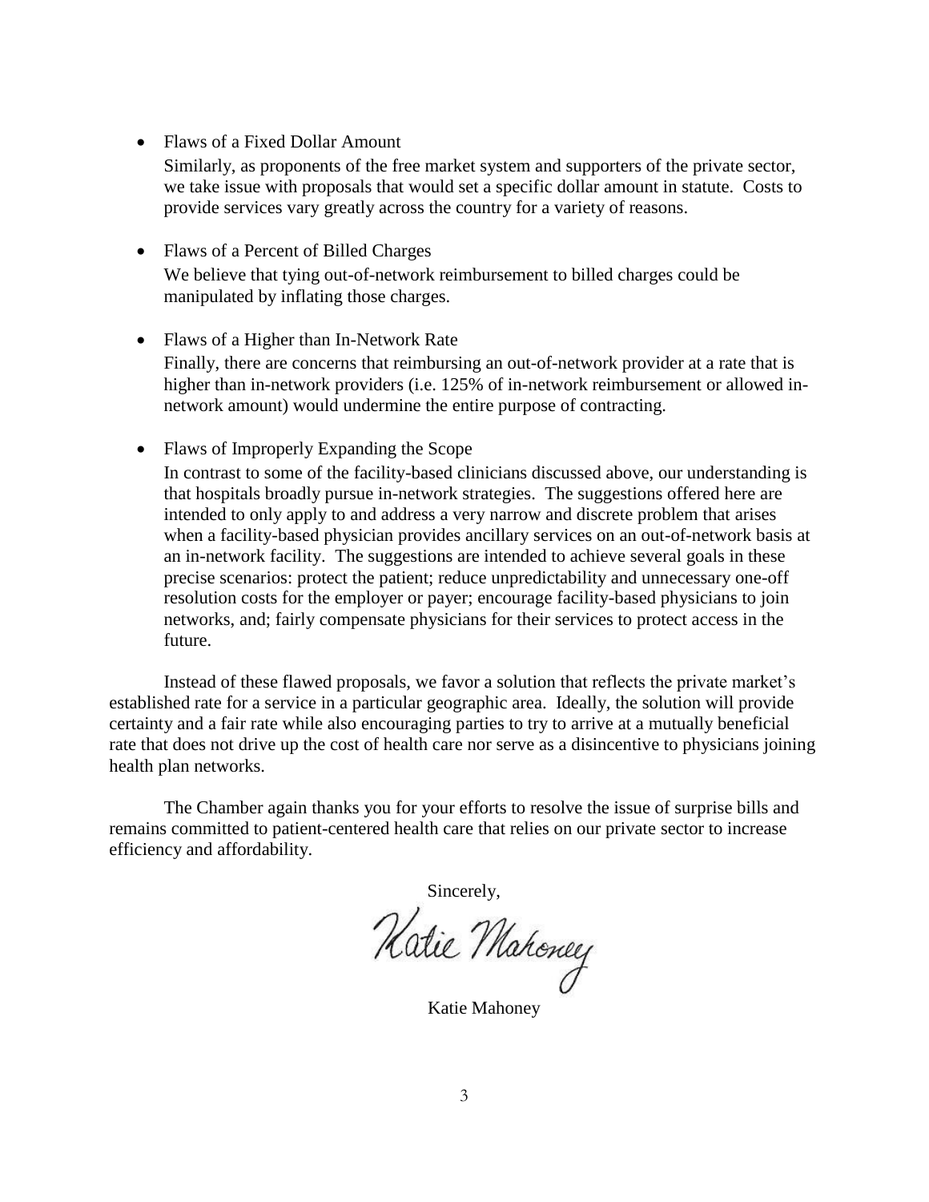- Flaws of a Fixed Dollar Amount

  Similarly, as proponents of the free market system and supporters of the private sector, we take issue with proposals that would set a specific dollar amount in statute. Costs to provide services vary greatly across the country for a variety of reasons.

- Flaws of a Percent of Billed Charges

  We believe that tying out-of-network reimbursement to billed charges could be manipulated by inflating those charges.

- Flaws of a Higher than In-Network Rate

  Finally, there are concerns that reimbursing an out-of-network provider at a rate that is higher than in-network providers (i.e. 125% of in-network reimbursement or allowed in-network amount) would undermine the entire purpose of contracting.

- Flaws of Improperly Expanding the Scope

  In contrast to some of the facility-based clinicians discussed above, our understanding is that hospitals broadly pursue in-network strategies. The suggestions offered here are intended to only apply to and address a very narrow and discrete problem that arises when a facility-based physician provides ancillary services on an out-of-network basis at an in-network facility. The suggestions are intended to achieve several goals in these precise scenarios: protect the patient; reduce unpredictability and unnecessary one-off resolution costs for the employer or payer; encourage facility-based physicians to join networks, and; fairly compensate physicians for their services to protect access in the future.

Instead of these flawed proposals, we favor a solution that reflects the private market's established rate for a service in a particular geographic area. Ideally, the solution will provide certainty and a fair rate while also encouraging parties to try to arrive at a mutually beneficial rate that does not drive up the cost of health care nor serve as a disincentive to physicians joining health plan networks.

The Chamber again thanks you for your efforts to resolve the issue of surprise bills and remains committed to patient-centered health care that relies on our private sector to increase efficiency and affordability.

Sincerely,

Katie Mahoney

Katie Mahoney